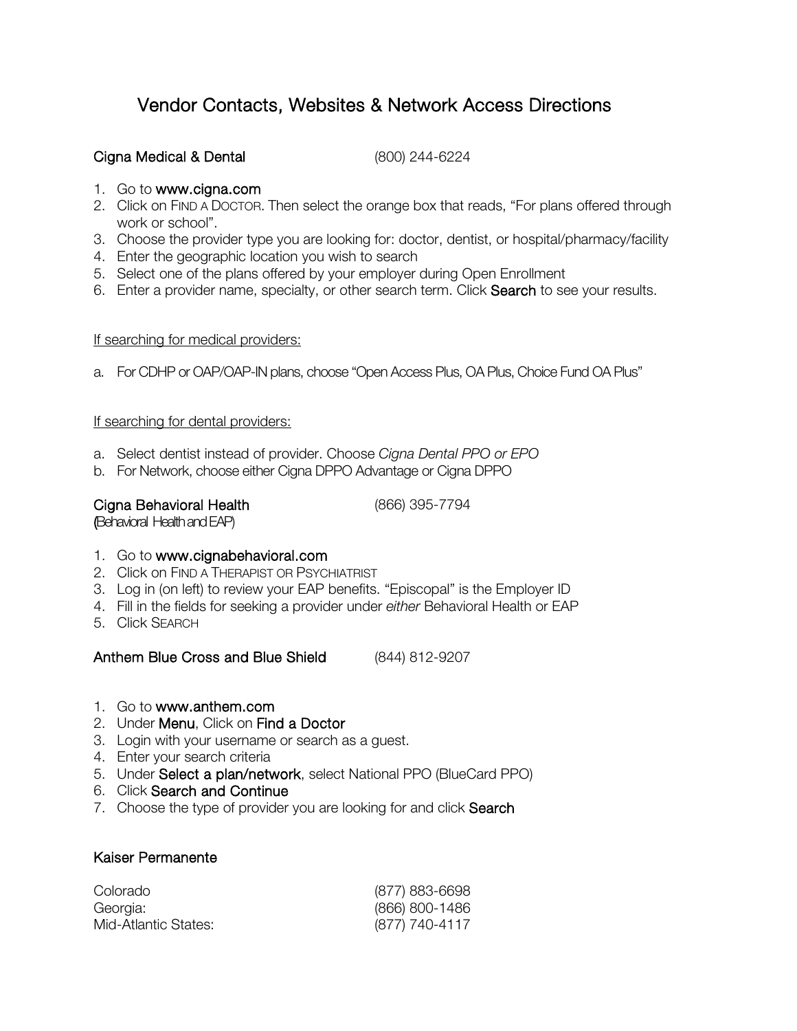# Vendor Contacts, Websites & Network Access Directions

**Cigna Medical & Dental** (800) 244-6224

1. Go to **www.cigna.com**
2. Click on FIND A DOCTOR. Then select the orange box that reads, "For plans offered through work or school".
3. Choose the provider type you are looking for: doctor, dentist, or hospital/pharmacy/facility
4. Enter the geographic location you wish to search
5. Select one of the plans offered by your employer during Open Enrollment
6. Enter a provider name, specialty, or other search term. Click **Search** to see your results.

<u>If searching for medical providers:</u>

a. For CDHP or OAP/OAP-IN plans, choose "Open Access Plus, OA Plus, Choice Fund OA Plus"

<u>If searching for dental providers:</u>

a. Select dentist instead of provider. Choose *Cigna Dental PPO or EPO*
b. For Network, choose either Cigna DPPO Advantage or Cigna DPPO

**Cigna Behavioral Health** (866) 395-7794
(Behavioral Health and EAP)

1. Go to **www.cignabehavioral.com**
2. Click on FIND A THERAPIST OR PSYCHIATRIST
3. Log in (on left) to review your EAP benefits. "Episcopal" is the Employer ID
4. Fill in the fields for seeking a provider under *either* Behavioral Health or EAP
5. Click SEARCH

**Anthem Blue Cross and Blue Shield** (844) 812-9207

1. Go to **www.anthem.com**
2. Under **Menu**, Click on **Find a Doctor**
3. Login with your username or search as a guest.
4. Enter your search criteria
5. Under **Select a plan/network**, select National PPO (BlueCard PPO)
6. Click **Search and Continue**
7. Choose the type of provider you are looking for and click **Search**

**Kaiser Permanente**

| | |
|---|---|
| Colorado | (877) 883-6698 |
| Georgia: | (866) 800-1486 |
| Mid-Atlantic States: | (877) 740-4117 |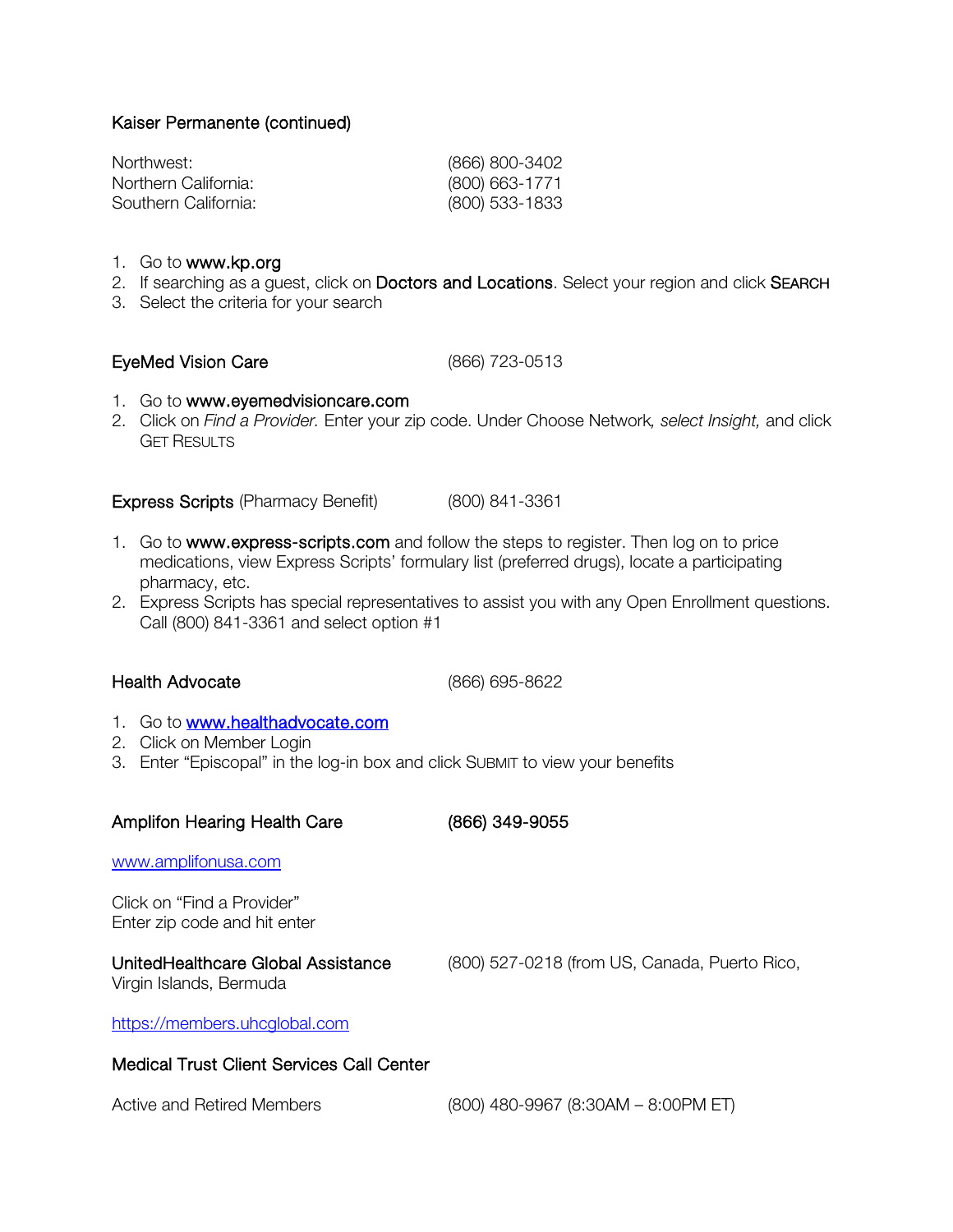Kaiser Permanente (continued)

| | |
|---|---|
| Northwest: | (866) 800-3402 |
| Northern California: | (800) 663-1771 |
| Southern California: | (800) 533-1833 |

1. Go to www.kp.org
2. If searching as a guest, click on Doctors and Locations. Select your region and click SEARCH
3. Select the criteria for your search

EyeMed Vision Care (866) 723-0513

1. Go to www.eyemedvisioncare.com
2. Click on *Find a Provider.* Enter your zip code. Under Choose Network*, select Insight,* and click GET RESULTS

Express Scripts (Pharmacy Benefit) (800) 841-3361

1. Go to www.express-scripts.com and follow the steps to register. Then log on to price medications, view Express Scripts' formulary list (preferred drugs), locate a participating pharmacy, etc.
2. Express Scripts has special representatives to assist you with any Open Enrollment questions. Call (800) 841-3361 and select option #1

Health Advocate (866) 695-8622

1. Go to [www.healthadvocate.com](http://www.healthadvocate.com)
2. Click on Member Login
3. Enter "Episcopal" in the log-in box and click SUBMIT to view your benefits

**Amplifon Hearing Health Care** **(866) 349-9055**

[www.amplifonusa.com](http://www.amplifonusa.com)

Click on "Find a Provider"
Enter zip code and hit enter

UnitedHealthcare Global Assistance (800) 527-0218 (from US, Canada, Puerto Rico, Virgin Islands, Bermuda

[https://members.uhcglobal.com](https://members.uhcglobal.com)

Medical Trust Client Services Call Center

Active and Retired Members (800) 480-9967 (8:30AM – 8:00PM ET)